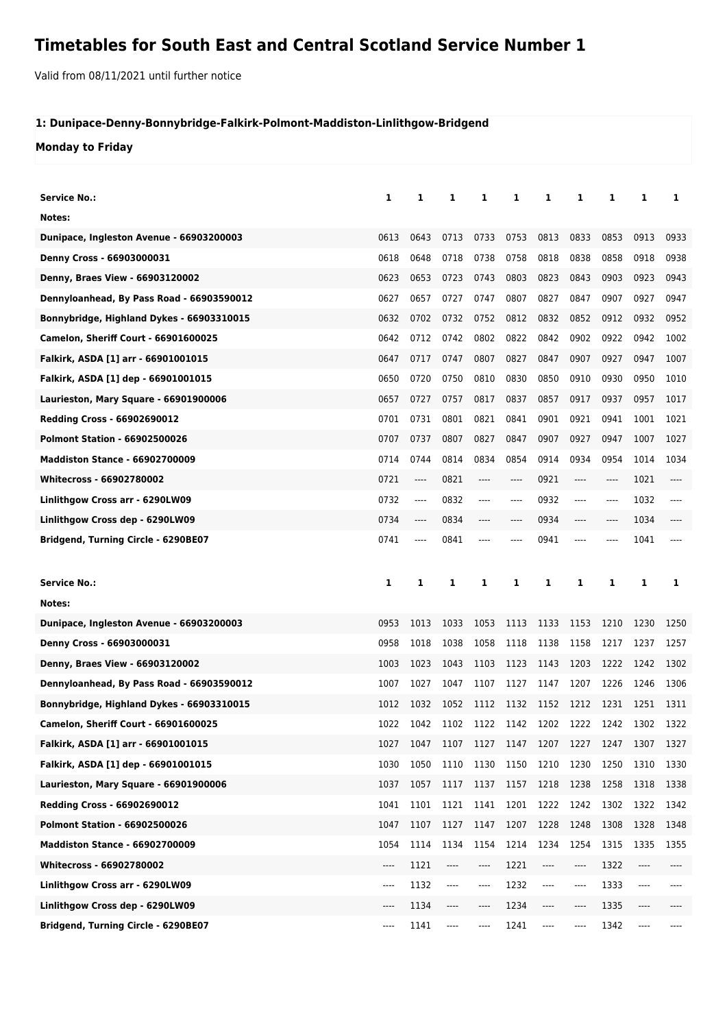# Timetables for South East and Central Scotland Service Number 1

Valid from 08/11/2021 until further notice

### 1: Dunipace-Denny-Bonnybridge-Falkirk-Polmont-Maddiston-Linlithgow-Bridgend

### Monday to Friday

| Service No.: | 1 | 1 | 1 | 1 | 1 | 1 | 1 | 1 | 1 | 1 |
|---|---|---|---|---|---|---|---|---|---|---|
| Notes: | | | | | | | | | | |
| Dunipace, Ingleston Avenue - 66903200003 | 0613 | 0643 | 0713 | 0733 | 0753 | 0813 | 0833 | 0853 | 0913 | 0933 |
| Denny Cross - 66903000031 | 0618 | 0648 | 0718 | 0738 | 0758 | 0818 | 0838 | 0858 | 0918 | 0938 |
| Denny, Braes View - 66903120002 | 0623 | 0653 | 0723 | 0743 | 0803 | 0823 | 0843 | 0903 | 0923 | 0943 |
| Dennyloanhead, By Pass Road - 66903590012 | 0627 | 0657 | 0727 | 0747 | 0807 | 0827 | 0847 | 0907 | 0927 | 0947 |
| Bonnybridge, Highland Dykes - 66903310015 | 0632 | 0702 | 0732 | 0752 | 0812 | 0832 | 0852 | 0912 | 0932 | 0952 |
| Camelon, Sheriff Court - 66901600025 | 0642 | 0712 | 0742 | 0802 | 0822 | 0842 | 0902 | 0922 | 0942 | 1002 |
| Falkirk, ASDA [1] arr - 66901001015 | 0647 | 0717 | 0747 | 0807 | 0827 | 0847 | 0907 | 0927 | 0947 | 1007 |
| Falkirk, ASDA [1] dep - 66901001015 | 0650 | 0720 | 0750 | 0810 | 0830 | 0850 | 0910 | 0930 | 0950 | 1010 |
| Laurieston, Mary Square - 66901900006 | 0657 | 0727 | 0757 | 0817 | 0837 | 0857 | 0917 | 0937 | 0957 | 1017 |
| Redding Cross - 66902690012 | 0701 | 0731 | 0801 | 0821 | 0841 | 0901 | 0921 | 0941 | 1001 | 1021 |
| Polmont Station - 66902500026 | 0707 | 0737 | 0807 | 0827 | 0847 | 0907 | 0927 | 0947 | 1007 | 1027 |
| Maddiston Stance - 66902700009 | 0714 | 0744 | 0814 | 0834 | 0854 | 0914 | 0934 | 0954 | 1014 | 1034 |
| Whitecross - 66902780002 | 0721 | ---- | 0821 | ---- | ---- | 0921 | ---- | ---- | 1021 | ---- |
| Linlithgow Cross arr - 6290LW09 | 0732 | ---- | 0832 | ---- | ---- | 0932 | ---- | ---- | 1032 | ---- |
| Linlithgow Cross dep - 6290LW09 | 0734 | ---- | 0834 | ---- | ---- | 0934 | ---- | ---- | 1034 | ---- |
| Bridgend, Turning Circle - 6290BE07 | 0741 | ---- | 0841 | ---- | ---- | 0941 | ---- | ---- | 1041 | ---- |

| Service No.: | 1 | 1 | 1 | 1 | 1 | 1 | 1 | 1 | 1 | 1 |
|---|---|---|---|---|---|---|---|---|---|---|
| Notes: | | | | | | | | | | |
| Dunipace, Ingleston Avenue - 66903200003 | 0953 | 1013 | 1033 | 1053 | 1113 | 1133 | 1153 | 1210 | 1230 | 1250 |
| Denny Cross - 66903000031 | 0958 | 1018 | 1038 | 1058 | 1118 | 1138 | 1158 | 1217 | 1237 | 1257 |
| Denny, Braes View - 66903120002 | 1003 | 1023 | 1043 | 1103 | 1123 | 1143 | 1203 | 1222 | 1242 | 1302 |
| Dennyloanhead, By Pass Road - 66903590012 | 1007 | 1027 | 1047 | 1107 | 1127 | 1147 | 1207 | 1226 | 1246 | 1306 |
| Bonnybridge, Highland Dykes - 66903310015 | 1012 | 1032 | 1052 | 1112 | 1132 | 1152 | 1212 | 1231 | 1251 | 1311 |
| Camelon, Sheriff Court - 66901600025 | 1022 | 1042 | 1102 | 1122 | 1142 | 1202 | 1222 | 1242 | 1302 | 1322 |
| Falkirk, ASDA [1] arr - 66901001015 | 1027 | 1047 | 1107 | 1127 | 1147 | 1207 | 1227 | 1247 | 1307 | 1327 |
| Falkirk, ASDA [1] dep - 66901001015 | 1030 | 1050 | 1110 | 1130 | 1150 | 1210 | 1230 | 1250 | 1310 | 1330 |
| Laurieston, Mary Square - 66901900006 | 1037 | 1057 | 1117 | 1137 | 1157 | 1218 | 1238 | 1258 | 1318 | 1338 |
| Redding Cross - 66902690012 | 1041 | 1101 | 1121 | 1141 | 1201 | 1222 | 1242 | 1302 | 1322 | 1342 |
| Polmont Station - 66902500026 | 1047 | 1107 | 1127 | 1147 | 1207 | 1228 | 1248 | 1308 | 1328 | 1348 |
| Maddiston Stance - 66902700009 | 1054 | 1114 | 1134 | 1154 | 1214 | 1234 | 1254 | 1315 | 1335 | 1355 |
| Whitecross - 66902780002 | ---- | 1121 | ---- | ---- | 1221 | ---- | ---- | 1322 | ---- | ---- |
| Linlithgow Cross arr - 6290LW09 | ---- | 1132 | ---- | ---- | 1232 | ---- | ---- | 1333 | ---- | ---- |
| Linlithgow Cross dep - 6290LW09 | ---- | 1134 | ---- | ---- | 1234 | ---- | ---- | 1335 | ---- | ---- |
| Bridgend, Turning Circle - 6290BE07 | ---- | 1141 | ---- | ---- | 1241 | ---- | ---- | 1342 | ---- | ---- |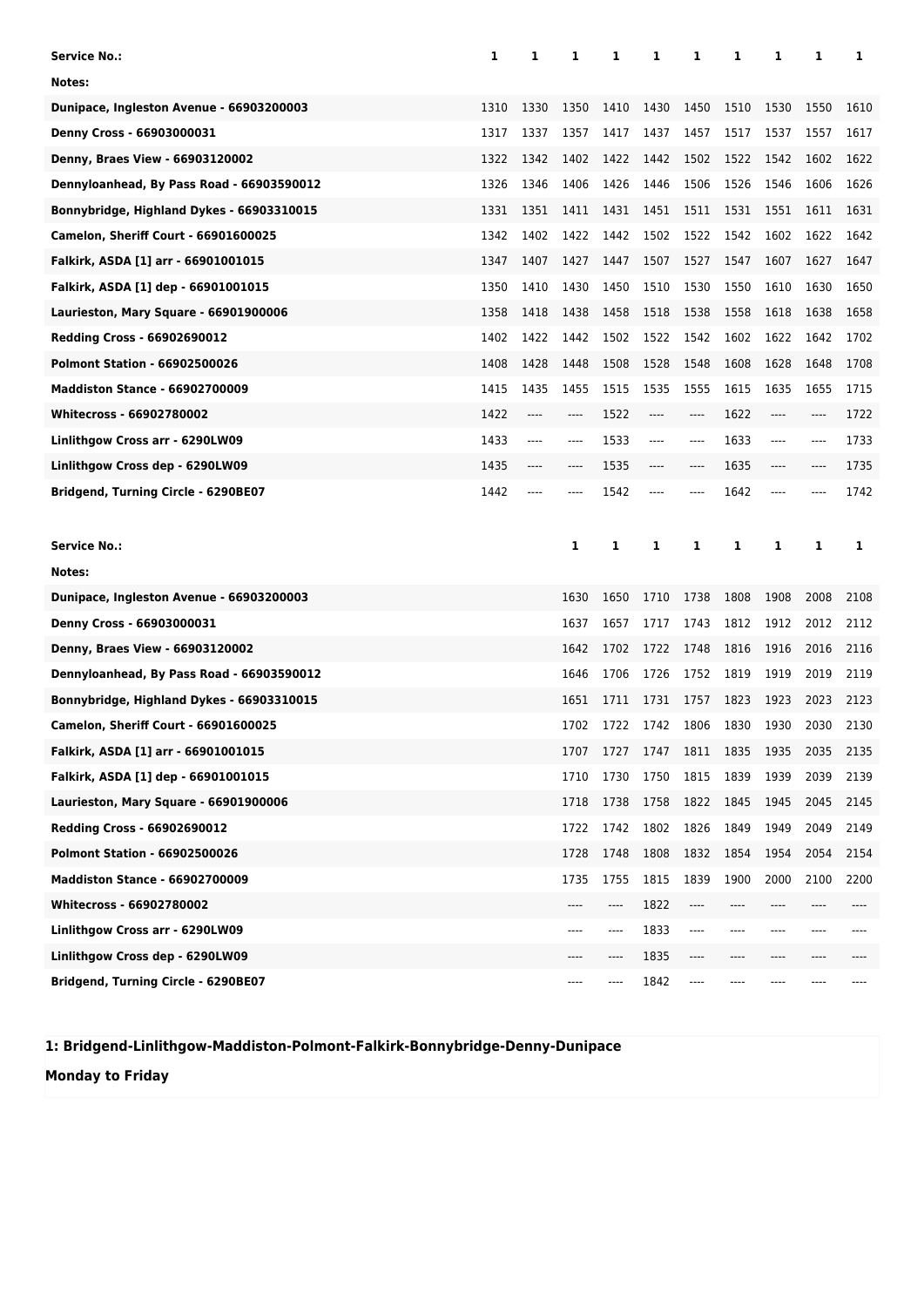| Service No.: | 1 | 1 | 1 | 1 | 1 | 1 | 1 | 1 | 1 | 1 |
|---|---|---|---|---|---|---|---|---|---|---|
| Notes: | | | | | | | | | | |
| Dunipace, Ingleston Avenue - 66903200003 | 1310 | 1330 | 1350 | 1410 | 1430 | 1450 | 1510 | 1530 | 1550 | 1610 |
| Denny Cross - 66903000031 | 1317 | 1337 | 1357 | 1417 | 1437 | 1457 | 1517 | 1537 | 1557 | 1617 |
| Denny, Braes View - 66903120002 | 1322 | 1342 | 1402 | 1422 | 1442 | 1502 | 1522 | 1542 | 1602 | 1622 |
| Dennyloanhead, By Pass Road - 66903590012 | 1326 | 1346 | 1406 | 1426 | 1446 | 1506 | 1526 | 1546 | 1606 | 1626 |
| Bonnybridge, Highland Dykes - 66903310015 | 1331 | 1351 | 1411 | 1431 | 1451 | 1511 | 1531 | 1551 | 1611 | 1631 |
| Camelon, Sheriff Court - 66901600025 | 1342 | 1402 | 1422 | 1442 | 1502 | 1522 | 1542 | 1602 | 1622 | 1642 |
| Falkirk, ASDA [1] arr - 66901001015 | 1347 | 1407 | 1427 | 1447 | 1507 | 1527 | 1547 | 1607 | 1627 | 1647 |
| Falkirk, ASDA [1] dep - 66901001015 | 1350 | 1410 | 1430 | 1450 | 1510 | 1530 | 1550 | 1610 | 1630 | 1650 |
| Laurieston, Mary Square - 66901900006 | 1358 | 1418 | 1438 | 1458 | 1518 | 1538 | 1558 | 1618 | 1638 | 1658 |
| Redding Cross - 66902690012 | 1402 | 1422 | 1442 | 1502 | 1522 | 1542 | 1602 | 1622 | 1642 | 1702 |
| Polmont Station - 66902500026 | 1408 | 1428 | 1448 | 1508 | 1528 | 1548 | 1608 | 1628 | 1648 | 1708 |
| Maddiston Stance - 66902700009 | 1415 | 1435 | 1455 | 1515 | 1535 | 1555 | 1615 | 1635 | 1655 | 1715 |
| Whitecross - 66902780002 | 1422 | ---- | ---- | 1522 | ---- | ---- | 1622 | ---- | ---- | 1722 |
| Linlithgow Cross arr - 6290LW09 | 1433 | ---- | ---- | 1533 | ---- | ---- | 1633 | ---- | ---- | 1733 |
| Linlithgow Cross dep - 6290LW09 | 1435 | ---- | ---- | 1535 | ---- | ---- | 1635 | ---- | ---- | 1735 |
| Bridgend, Turning Circle - 6290BE07 | 1442 | ---- | ---- | 1542 | ---- | ---- | 1642 | ---- | ---- | 1742 |

| Service No.: | 1 | 1 | 1 | 1 | 1 | 1 | 1 | 1 |
|---|---|---|---|---|---|---|---|---|
| Notes: | | | | | | | | |
| Dunipace, Ingleston Avenue - 66903200003 | 1630 | 1650 | 1710 | 1738 | 1808 | 1908 | 2008 | 2108 |
| Denny Cross - 66903000031 | 1637 | 1657 | 1717 | 1743 | 1812 | 1912 | 2012 | 2112 |
| Denny, Braes View - 66903120002 | 1642 | 1702 | 1722 | 1748 | 1816 | 1916 | 2016 | 2116 |
| Dennyloanhead, By Pass Road - 66903590012 | 1646 | 1706 | 1726 | 1752 | 1819 | 1919 | 2019 | 2119 |
| Bonnybridge, Highland Dykes - 66903310015 | 1651 | 1711 | 1731 | 1757 | 1823 | 1923 | 2023 | 2123 |
| Camelon, Sheriff Court - 66901600025 | 1702 | 1722 | 1742 | 1806 | 1830 | 1930 | 2030 | 2130 |
| Falkirk, ASDA [1] arr - 66901001015 | 1707 | 1727 | 1747 | 1811 | 1835 | 1935 | 2035 | 2135 |
| Falkirk, ASDA [1] dep - 66901001015 | 1710 | 1730 | 1750 | 1815 | 1839 | 1939 | 2039 | 2139 |
| Laurieston, Mary Square - 66901900006 | 1718 | 1738 | 1758 | 1822 | 1845 | 1945 | 2045 | 2145 |
| Redding Cross - 66902690012 | 1722 | 1742 | 1802 | 1826 | 1849 | 1949 | 2049 | 2149 |
| Polmont Station - 66902500026 | 1728 | 1748 | 1808 | 1832 | 1854 | 1954 | 2054 | 2154 |
| Maddiston Stance - 66902700009 | 1735 | 1755 | 1815 | 1839 | 1900 | 2000 | 2100 | 2200 |
| Whitecross - 66902780002 | ---- | ---- | 1822 | ---- | ---- | ---- | ---- | ---- |
| Linlithgow Cross arr - 6290LW09 | ---- | ---- | 1833 | ---- | ---- | ---- | ---- | ---- |
| Linlithgow Cross dep - 6290LW09 | ---- | ---- | 1835 | ---- | ---- | ---- | ---- | ---- |
| Bridgend, Turning Circle - 6290BE07 | ---- | ---- | 1842 | ---- | ---- | ---- | ---- | ---- |

**1: Bridgend-Linlithgow-Maddiston-Polmont-Falkirk-Bonnybridge-Denny-Dunipace**

**Monday to Friday**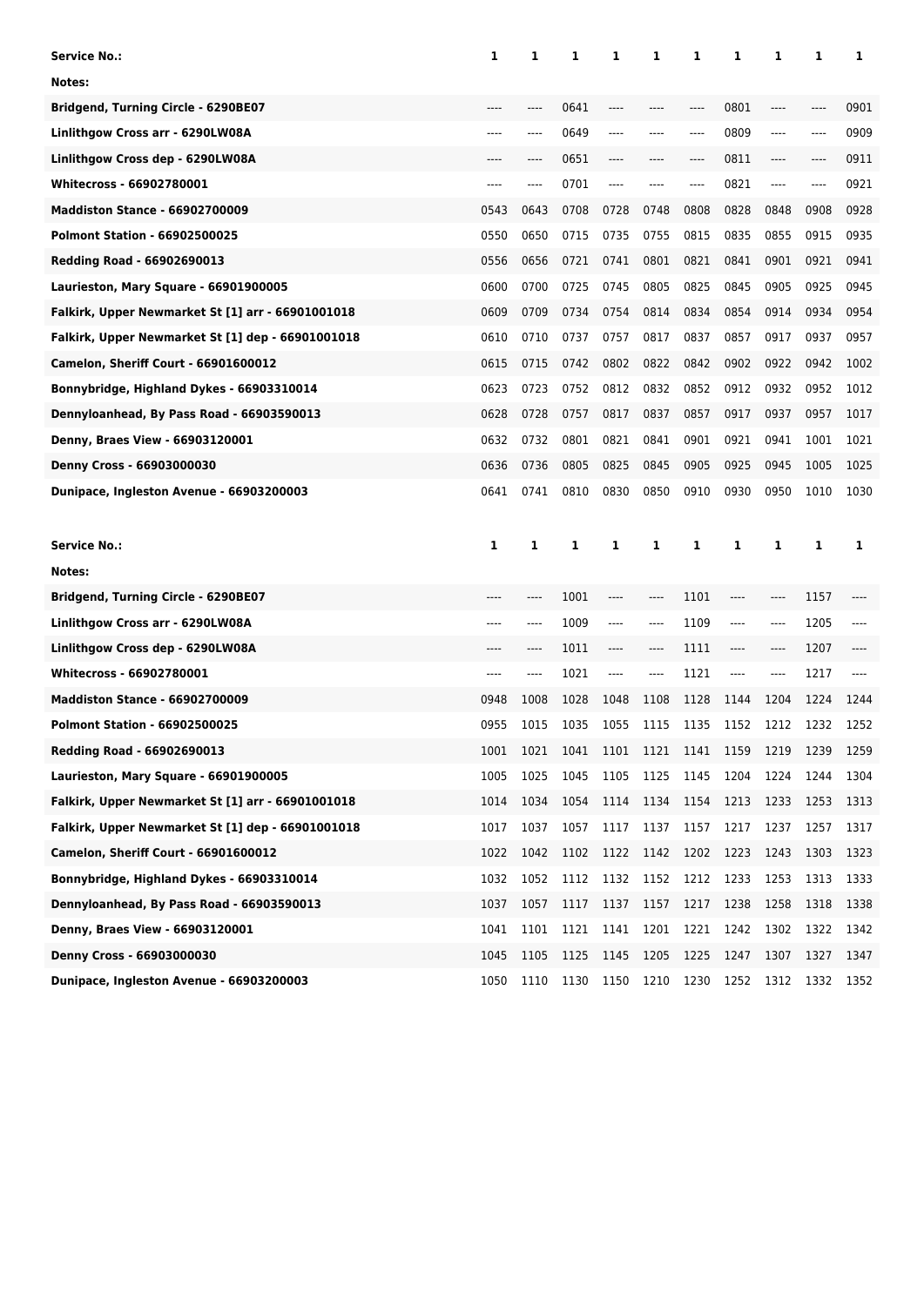| Service No.: | 1 | 1 | 1 | 1 | 1 | 1 | 1 | 1 | 1 | 1 |
|---|---|---|---|---|---|---|---|---|---|---|
| Notes: | | | | | | | | | | |
| Bridgend, Turning Circle - 6290BE07 | ---- | ---- | 0641 | ---- | ---- | ---- | 0801 | ---- | ---- | 0901 |
| Linlithgow Cross arr - 6290LW08A | ---- | ---- | 0649 | ---- | ---- | ---- | 0809 | ---- | ---- | 0909 |
| Linlithgow Cross dep - 6290LW08A | ---- | ---- | 0651 | ---- | ---- | ---- | 0811 | ---- | ---- | 0911 |
| Whitecross - 66902780001 | ---- | ---- | 0701 | ---- | ---- | ---- | 0821 | ---- | ---- | 0921 |
| Maddiston Stance - 66902700009 | 0543 | 0643 | 0708 | 0728 | 0748 | 0808 | 0828 | 0848 | 0908 | 0928 |
| Polmont Station - 66902500025 | 0550 | 0650 | 0715 | 0735 | 0755 | 0815 | 0835 | 0855 | 0915 | 0935 |
| Redding Road - 66902690013 | 0556 | 0656 | 0721 | 0741 | 0801 | 0821 | 0841 | 0901 | 0921 | 0941 |
| Laurieston, Mary Square - 66901900005 | 0600 | 0700 | 0725 | 0745 | 0805 | 0825 | 0845 | 0905 | 0925 | 0945 |
| Falkirk, Upper Newmarket St [1] arr - 66901001018 | 0609 | 0709 | 0734 | 0754 | 0814 | 0834 | 0854 | 0914 | 0934 | 0954 |
| Falkirk, Upper Newmarket St [1] dep - 66901001018 | 0610 | 0710 | 0737 | 0757 | 0817 | 0837 | 0857 | 0917 | 0937 | 0957 |
| Camelon, Sheriff Court - 66901600012 | 0615 | 0715 | 0742 | 0802 | 0822 | 0842 | 0902 | 0922 | 0942 | 1002 |
| Bonnybridge, Highland Dykes - 66903310014 | 0623 | 0723 | 0752 | 0812 | 0832 | 0852 | 0912 | 0932 | 0952 | 1012 |
| Dennyloanhead, By Pass Road - 66903590013 | 0628 | 0728 | 0757 | 0817 | 0837 | 0857 | 0917 | 0937 | 0957 | 1017 |
| Denny, Braes View - 66903120001 | 0632 | 0732 | 0801 | 0821 | 0841 | 0901 | 0921 | 0941 | 1001 | 1021 |
| Denny Cross - 66903000030 | 0636 | 0736 | 0805 | 0825 | 0845 | 0905 | 0925 | 0945 | 1005 | 1025 |
| Dunipace, Ingleston Avenue - 66903200003 | 0641 | 0741 | 0810 | 0830 | 0850 | 0910 | 0930 | 0950 | 1010 | 1030 |

| Service No.: | 1 | 1 | 1 | 1 | 1 | 1 | 1 | 1 | 1 | 1 |
|---|---|---|---|---|---|---|---|---|---|---|
| Notes: | | | | | | | | | | |
| Bridgend, Turning Circle - 6290BE07 | ---- | ---- | 1001 | ---- | ---- | 1101 | ---- | ---- | 1157 | ---- |
| Linlithgow Cross arr - 6290LW08A | ---- | ---- | 1009 | ---- | ---- | 1109 | ---- | ---- | 1205 | ---- |
| Linlithgow Cross dep - 6290LW08A | ---- | ---- | 1011 | ---- | ---- | 1111 | ---- | ---- | 1207 | ---- |
| Whitecross - 66902780001 | ---- | ---- | 1021 | ---- | ---- | 1121 | ---- | ---- | 1217 | ---- |
| Maddiston Stance - 66902700009 | 0948 | 1008 | 1028 | 1048 | 1108 | 1128 | 1144 | 1204 | 1224 | 1244 |
| Polmont Station - 66902500025 | 0955 | 1015 | 1035 | 1055 | 1115 | 1135 | 1152 | 1212 | 1232 | 1252 |
| Redding Road - 66902690013 | 1001 | 1021 | 1041 | 1101 | 1121 | 1141 | 1159 | 1219 | 1239 | 1259 |
| Laurieston, Mary Square - 66901900005 | 1005 | 1025 | 1045 | 1105 | 1125 | 1145 | 1204 | 1224 | 1244 | 1304 |
| Falkirk, Upper Newmarket St [1] arr - 66901001018 | 1014 | 1034 | 1054 | 1114 | 1134 | 1154 | 1213 | 1233 | 1253 | 1313 |
| Falkirk, Upper Newmarket St [1] dep - 66901001018 | 1017 | 1037 | 1057 | 1117 | 1137 | 1157 | 1217 | 1237 | 1257 | 1317 |
| Camelon, Sheriff Court - 66901600012 | 1022 | 1042 | 1102 | 1122 | 1142 | 1202 | 1223 | 1243 | 1303 | 1323 |
| Bonnybridge, Highland Dykes - 66903310014 | 1032 | 1052 | 1112 | 1132 | 1152 | 1212 | 1233 | 1253 | 1313 | 1333 |
| Dennyloanhead, By Pass Road - 66903590013 | 1037 | 1057 | 1117 | 1137 | 1157 | 1217 | 1238 | 1258 | 1318 | 1338 |
| Denny, Braes View - 66903120001 | 1041 | 1101 | 1121 | 1141 | 1201 | 1221 | 1242 | 1302 | 1322 | 1342 |
| Denny Cross - 66903000030 | 1045 | 1105 | 1125 | 1145 | 1205 | 1225 | 1247 | 1307 | 1327 | 1347 |
| Dunipace, Ingleston Avenue - 66903200003 | 1050 | 1110 | 1130 | 1150 | 1210 | 1230 | 1252 | 1312 | 1332 | 1352 |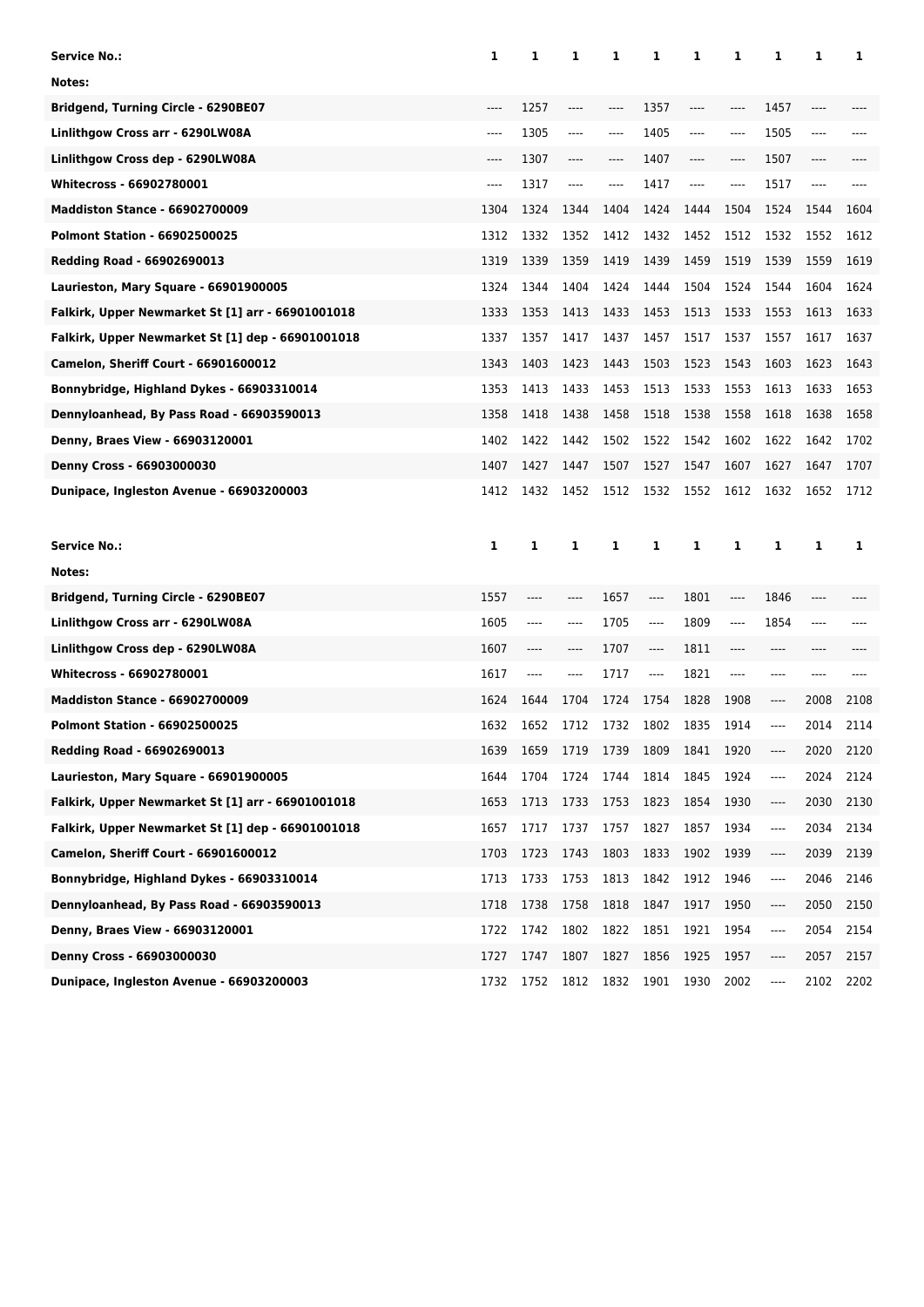| Service No.: | 1 | 1 | 1 | 1 | 1 | 1 | 1 | 1 | 1 | 1 |
|---|---|---|---|---|---|---|---|---|---|---|
| Notes: | | | | | | | | | | |
| Bridgend, Turning Circle - 6290BE07 | ---- | 1257 | ---- | ---- | 1357 | ---- | ---- | 1457 | ---- | ---- |
| Linlithgow Cross arr - 6290LW08A | ---- | 1305 | ---- | ---- | 1405 | ---- | ---- | 1505 | ---- | ---- |
| Linlithgow Cross dep - 6290LW08A | ---- | 1307 | ---- | ---- | 1407 | ---- | ---- | 1507 | ---- | ---- |
| Whitecross - 66902780001 | ---- | 1317 | ---- | ---- | 1417 | ---- | ---- | 1517 | ---- | ---- |
| Maddiston Stance - 66902700009 | 1304 | 1324 | 1344 | 1404 | 1424 | 1444 | 1504 | 1524 | 1544 | 1604 |
| Polmont Station - 66902500025 | 1312 | 1332 | 1352 | 1412 | 1432 | 1452 | 1512 | 1532 | 1552 | 1612 |
| Redding Road - 66902690013 | 1319 | 1339 | 1359 | 1419 | 1439 | 1459 | 1519 | 1539 | 1559 | 1619 |
| Laurieston, Mary Square - 66901900005 | 1324 | 1344 | 1404 | 1424 | 1444 | 1504 | 1524 | 1544 | 1604 | 1624 |
| Falkirk, Upper Newmarket St [1] arr - 66901001018 | 1333 | 1353 | 1413 | 1433 | 1453 | 1513 | 1533 | 1553 | 1613 | 1633 |
| Falkirk, Upper Newmarket St [1] dep - 66901001018 | 1337 | 1357 | 1417 | 1437 | 1457 | 1517 | 1537 | 1557 | 1617 | 1637 |
| Camelon, Sheriff Court - 66901600012 | 1343 | 1403 | 1423 | 1443 | 1503 | 1523 | 1543 | 1603 | 1623 | 1643 |
| Bonnybridge, Highland Dykes - 66903310014 | 1353 | 1413 | 1433 | 1453 | 1513 | 1533 | 1553 | 1613 | 1633 | 1653 |
| Dennyloanhead, By Pass Road - 66903590013 | 1358 | 1418 | 1438 | 1458 | 1518 | 1538 | 1558 | 1618 | 1638 | 1658 |
| Denny, Braes View - 66903120001 | 1402 | 1422 | 1442 | 1502 | 1522 | 1542 | 1602 | 1622 | 1642 | 1702 |
| Denny Cross - 66903000030 | 1407 | 1427 | 1447 | 1507 | 1527 | 1547 | 1607 | 1627 | 1647 | 1707 |
| Dunipace, Ingleston Avenue - 66903200003 | 1412 | 1432 | 1452 | 1512 | 1532 | 1552 | 1612 | 1632 | 1652 | 1712 |

| Service No.: | 1 | 1 | 1 | 1 | 1 | 1 | 1 | 1 | 1 | 1 |
|---|---|---|---|---|---|---|---|---|---|---|
| Notes: | | | | | | | | | | |
| Bridgend, Turning Circle - 6290BE07 | 1557 | ---- | ---- | 1657 | ---- | 1801 | ---- | 1846 | ---- | ---- |
| Linlithgow Cross arr - 6290LW08A | 1605 | ---- | ---- | 1705 | ---- | 1809 | ---- | 1854 | ---- | ---- |
| Linlithgow Cross dep - 6290LW08A | 1607 | ---- | ---- | 1707 | ---- | 1811 | ---- | ---- | ---- | ---- |
| Whitecross - 66902780001 | 1617 | ---- | ---- | 1717 | ---- | 1821 | ---- | ---- | ---- | ---- |
| Maddiston Stance - 66902700009 | 1624 | 1644 | 1704 | 1724 | 1754 | 1828 | 1908 | ---- | 2008 | 2108 |
| Polmont Station - 66902500025 | 1632 | 1652 | 1712 | 1732 | 1802 | 1835 | 1914 | ---- | 2014 | 2114 |
| Redding Road - 66902690013 | 1639 | 1659 | 1719 | 1739 | 1809 | 1841 | 1920 | ---- | 2020 | 2120 |
| Laurieston, Mary Square - 66901900005 | 1644 | 1704 | 1724 | 1744 | 1814 | 1845 | 1924 | ---- | 2024 | 2124 |
| Falkirk, Upper Newmarket St [1] arr - 66901001018 | 1653 | 1713 | 1733 | 1753 | 1823 | 1854 | 1930 | ---- | 2030 | 2130 |
| Falkirk, Upper Newmarket St [1] dep - 66901001018 | 1657 | 1717 | 1737 | 1757 | 1827 | 1857 | 1934 | ---- | 2034 | 2134 |
| Camelon, Sheriff Court - 66901600012 | 1703 | 1723 | 1743 | 1803 | 1833 | 1902 | 1939 | ---- | 2039 | 2139 |
| Bonnybridge, Highland Dykes - 66903310014 | 1713 | 1733 | 1753 | 1813 | 1842 | 1912 | 1946 | ---- | 2046 | 2146 |
| Dennyloanhead, By Pass Road - 66903590013 | 1718 | 1738 | 1758 | 1818 | 1847 | 1917 | 1950 | ---- | 2050 | 2150 |
| Denny, Braes View - 66903120001 | 1722 | 1742 | 1802 | 1822 | 1851 | 1921 | 1954 | ---- | 2054 | 2154 |
| Denny Cross - 66903000030 | 1727 | 1747 | 1807 | 1827 | 1856 | 1925 | 1957 | ---- | 2057 | 2157 |
| Dunipace, Ingleston Avenue - 66903200003 | 1732 | 1752 | 1812 | 1832 | 1901 | 1930 | 2002 | ---- | 2102 | 2202 |